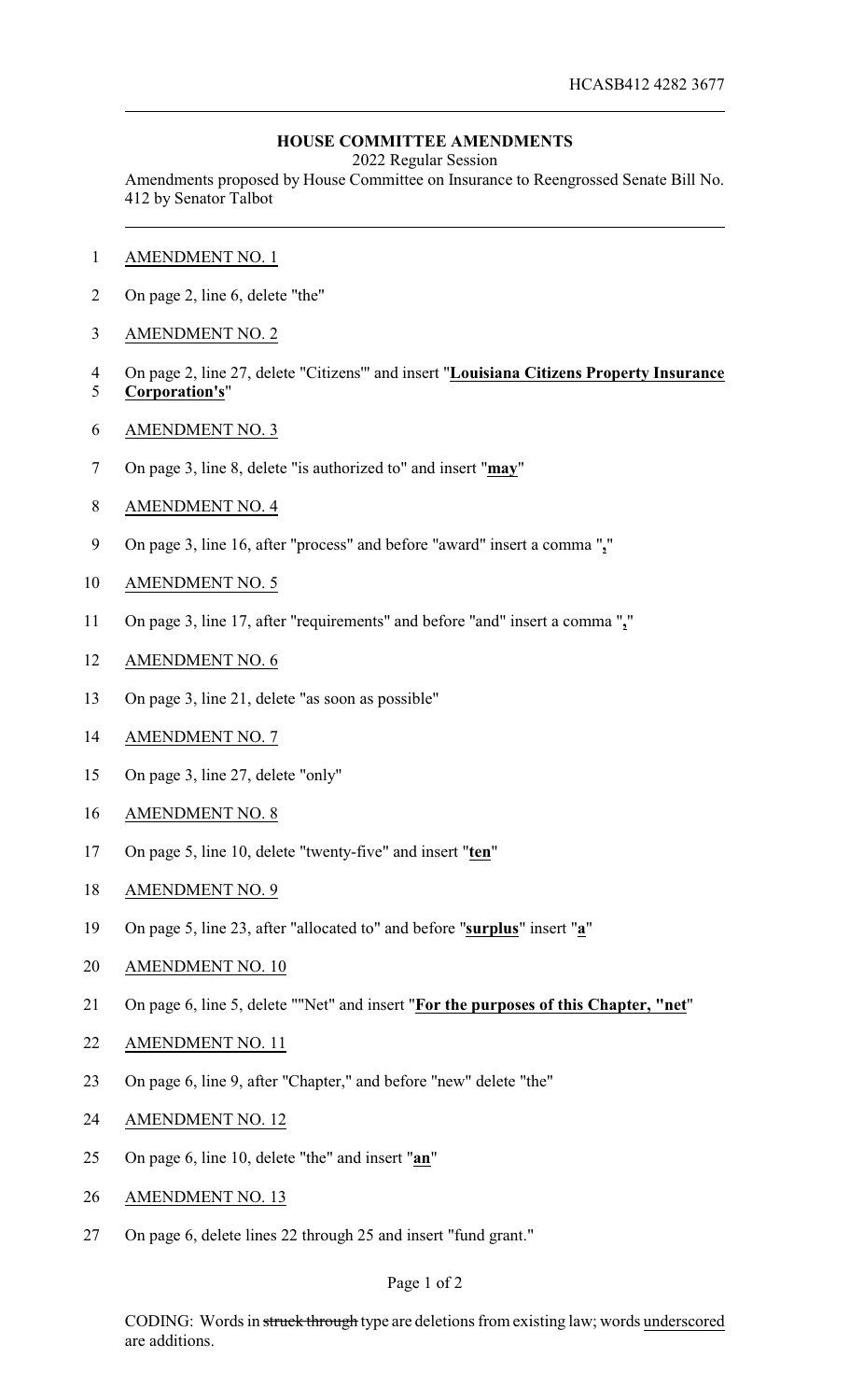HCASB412 4282 3677

## HOUSE COMMITTEE AMENDMENTS

2022 Regular Session

Amendments proposed by House Committee on Insurance to Reengrossed Senate Bill No. 412 by Senator Talbot

AMENDMENT NO. 1

On page 2, line 6, delete "the"

AMENDMENT NO. 2

On page 2, line 27, delete "Citizens'" and insert "**Louisiana Citizens Property Insurance Corporation's**"

AMENDMENT NO. 3

On page 3, line 8, delete "is authorized to" and insert "**may**"

AMENDMENT NO. 4

On page 3, line 16, after "process" and before "award" insert a comma "**,**"

AMENDMENT NO. 5

On page 3, line 17, after "requirements" and before "and" insert a comma "**,**"

AMENDMENT NO. 6

On page 3, line 21, delete "as soon as possible"

AMENDMENT NO. 7

On page 3, line 27, delete "only"

AMENDMENT NO. 8

On page 5, line 10, delete "twenty-five" and insert "**ten**"

AMENDMENT NO. 9

On page 5, line 23, after "allocated to" and before "**surplus**" insert "**a**"

AMENDMENT NO. 10

On page 6, line 5, delete ""Net" and insert "**For the purposes of this Chapter, "net**"

AMENDMENT NO. 11

On page 6, line 9, after "Chapter," and before "new" delete "the"

AMENDMENT NO. 12

On page 6, line 10, delete "the" and insert "**an**"

AMENDMENT NO. 13

On page 6, delete lines 22 through 25 and insert "fund grant."

CODING: Words in ~~struck through~~ type are deletions from existing law; words underscored are additions.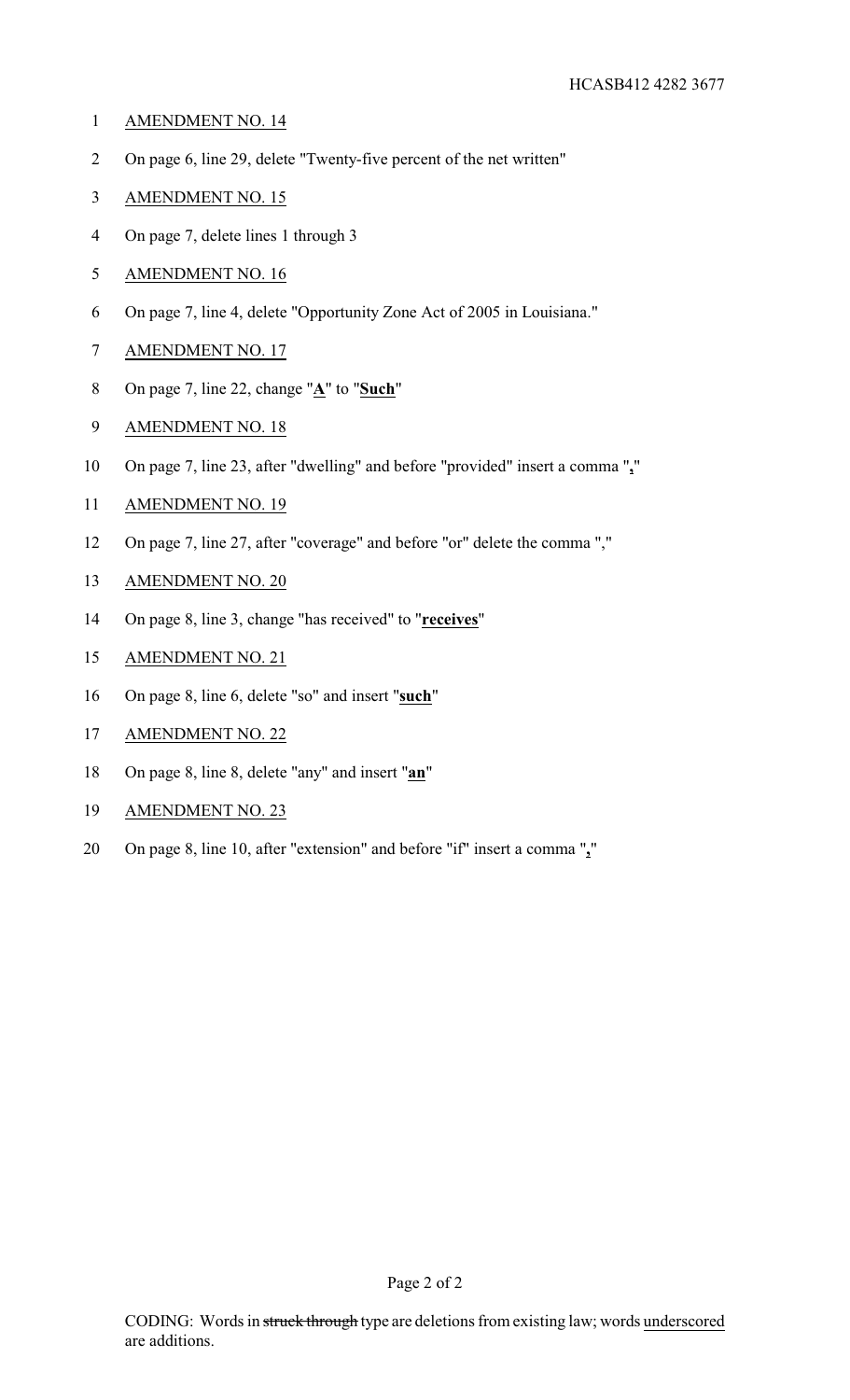AMENDMENT NO. 14

On page 6, line 29, delete "Twenty-five percent of the net written"

AMENDMENT NO. 15

On page 7, delete lines 1 through 3

AMENDMENT NO. 16

On page 7, line 4, delete "Opportunity Zone Act of 2005 in Louisiana."

AMENDMENT NO. 17

On page 7, line 22, change "**A**" to "**Such**"

AMENDMENT NO. 18

On page 7, line 23, after "dwelling" and before "provided" insert a comma "**,**"

AMENDMENT NO. 19

On page 7, line 27, after "coverage" and before "or" delete the comma ","

AMENDMENT NO. 20

On page 8, line 3, change "has received" to "**receives**"

AMENDMENT NO. 21

On page 8, line 6, delete "so" and insert "**such**"

AMENDMENT NO. 22

On page 8, line 8, delete "any" and insert "**an**"

AMENDMENT NO. 23

On page 8, line 10, after "extension" and before "if" insert a comma "**,**"

CODING: Words in ~~struck through~~ type are deletions from existing law; words underscored are additions.